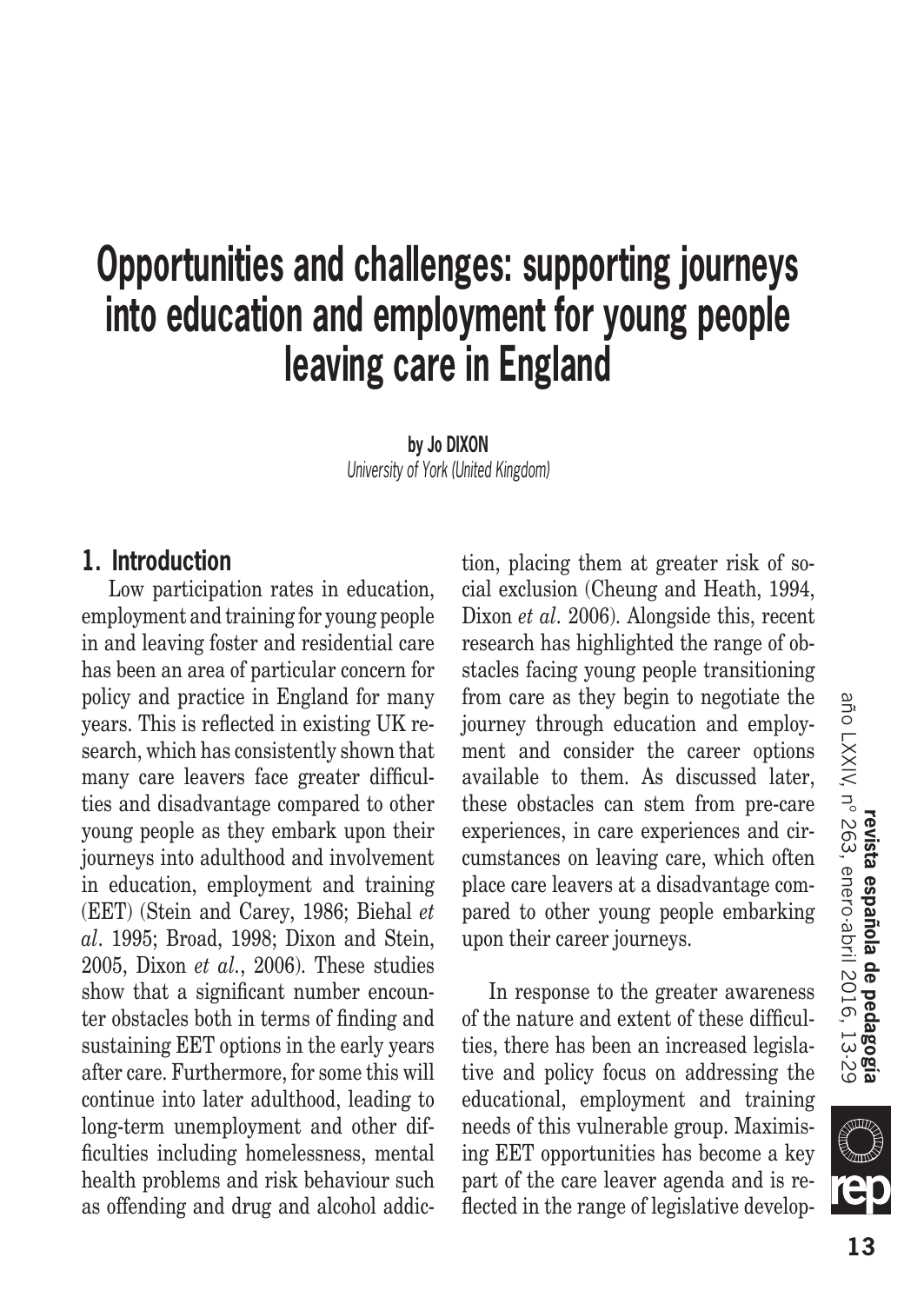# Opportunities and challenges: supporting journeys into education and employment for young people leaving care in England

**by Jo DIXON**
*University of York (United Kingdom)*

## 1. Introduction

Low participation rates in education, employment and training for young people in and leaving foster and residential care has been an area of particular concern for policy and practice in England for many years. This is reflected in existing UK research, which has consistently shown that many care leavers face greater difficulties and disadvantage compared to other young people as they embark upon their journeys into adulthood and involvement in education, employment and training (EET) (Stein and Carey, 1986; Biehal *et al*. 1995; Broad, 1998; Dixon and Stein, 2005, Dixon *et al*., 2006). These studies show that a significant number encounter obstacles both in terms of finding and sustaining EET options in the early years after care. Furthermore, for some this will continue into later adulthood, leading to long-term unemployment and other difficulties including homelessness, mental health problems and risk behaviour such as offending and drug and alcohol addiction, placing them at greater risk of social exclusion (Cheung and Heath, 1994, Dixon *et al*. 2006). Alongside this, recent research has highlighted the range of obstacles facing young people transitioning from care as they begin to negotiate the journey through education and employment and consider the career options available to them. As discussed later, these obstacles can stem from pre-care experiences, in care experiences and circumstances on leaving care, which often place care leavers at a disadvantage compared to other young people embarking upon their career journeys.

In response to the greater awareness of the nature and extent of these difficulties, there has been an increased legislative and policy focus on addressing the educational, employment and training needs of this vulnerable group. Maximising EET opportunities has become a key part of the care leaver agenda and is reflected in the range of legislative develop-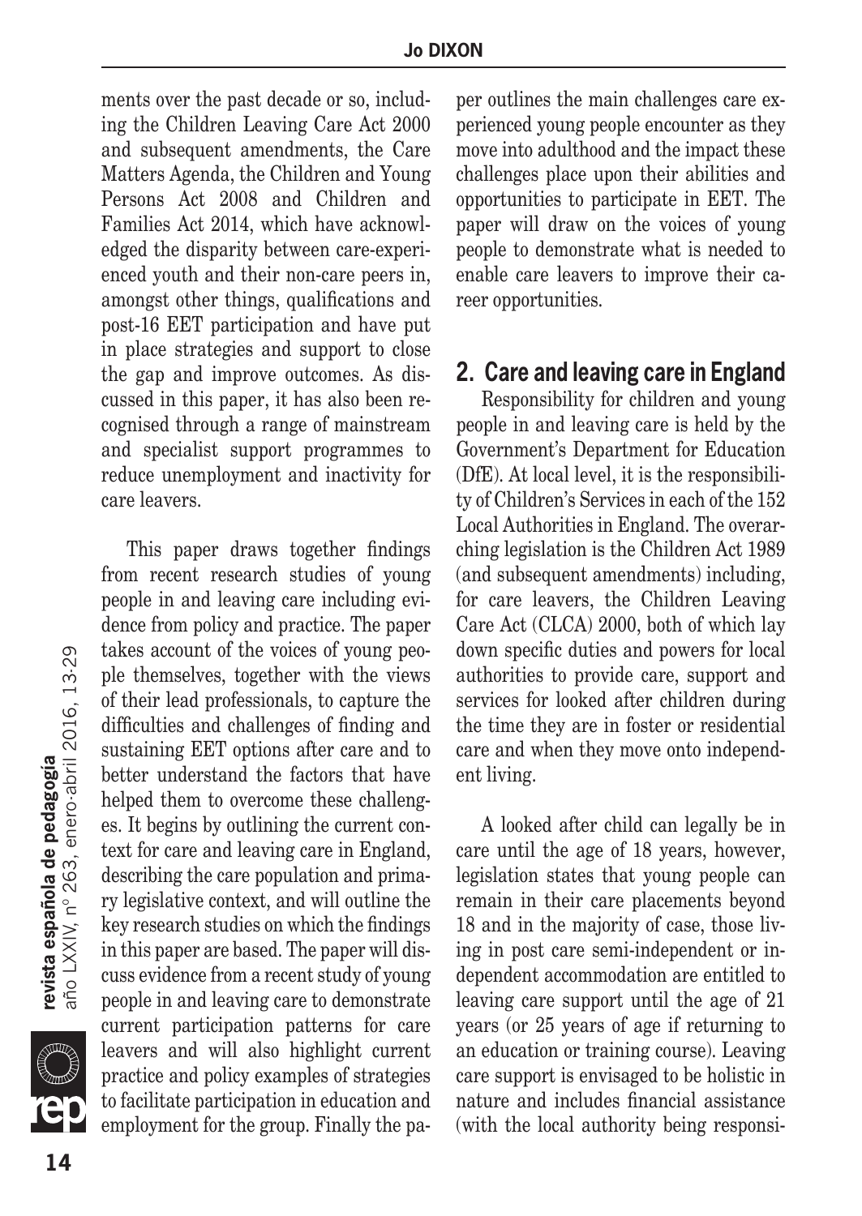ments over the past decade or so, including the Children Leaving Care Act 2000 and subsequent amendments, the Care Matters Agenda, the Children and Young Persons Act 2008 and Children and Families Act 2014, which have acknowledged the disparity between care-experienced youth and their non-care peers in, amongst other things, qualifications and post-16 EET participation and have put in place strategies and support to close the gap and improve outcomes. As discussed in this paper, it has also been recognised through a range of mainstream and specialist support programmes to reduce unemployment and inactivity for care leavers.

This paper draws together findings from recent research studies of young people in and leaving care including evidence from policy and practice. The paper takes account of the voices of young people themselves, together with the views of their lead professionals, to capture the difficulties and challenges of finding and sustaining EET options after care and to better understand the factors that have helped them to overcome these challenges. It begins by outlining the current context for care and leaving care in England, describing the care population and primary legislative context, and will outline the key research studies on which the findings in this paper are based. The paper will discuss evidence from a recent study of young people in and leaving care to demonstrate current participation patterns for care leavers and will also highlight current practice and policy examples of strategies to facilitate participation in education and employment for the group. Finally the paper outlines the main challenges care experienced young people encounter as they move into adulthood and the impact these challenges place upon their abilities and opportunities to participate in EET. The paper will draw on the voices of young people to demonstrate what is needed to enable care leavers to improve their career opportunities.

## 2. Care and leaving care in England

Responsibility for children and young people in and leaving care is held by the Government's Department for Education (DfE). At local level, it is the responsibility of Children's Services in each of the 152 Local Authorities in England. The overarching legislation is the Children Act 1989 (and subsequent amendments) including, for care leavers, the Children Leaving Care Act (CLCA) 2000, both of which lay down specific duties and powers for local authorities to provide care, support and services for looked after children during the time they are in foster or residential care and when they move onto independent living.

A looked after child can legally be in care until the age of 18 years, however, legislation states that young people can remain in their care placements beyond 18 and in the majority of case, those living in post care semi-independent or independent accommodation are entitled to leaving care support until the age of 21 years (or 25 years of age if returning to an education or training course). Leaving care support is envisaged to be holistic in nature and includes financial assistance (with the local authority being responsi-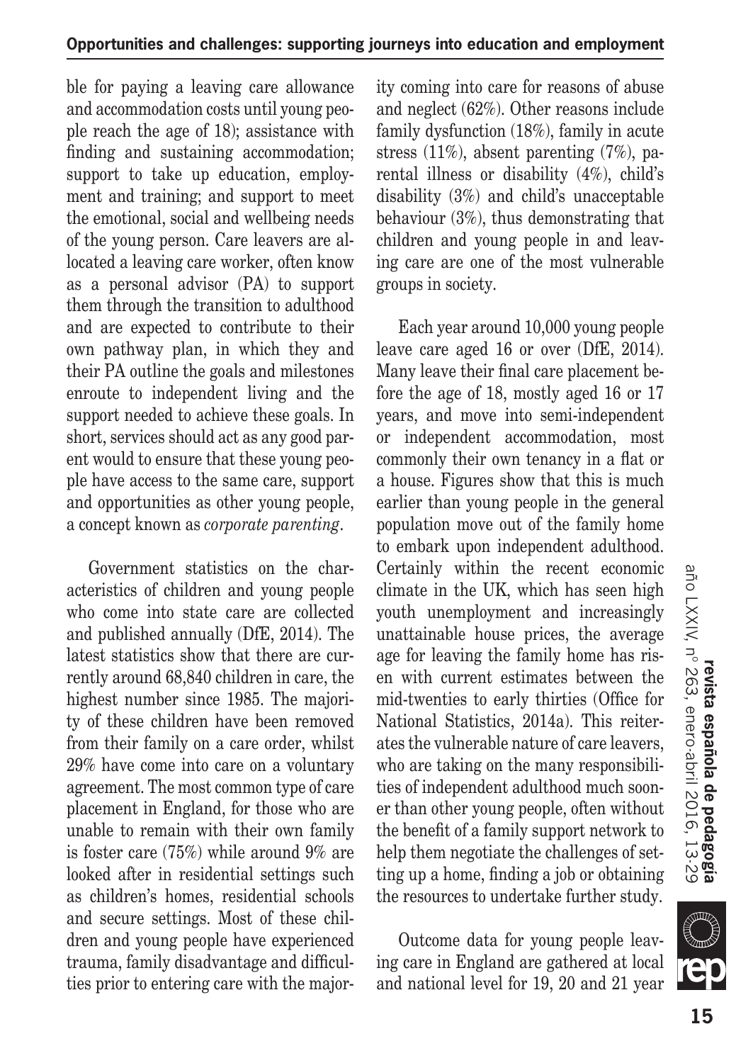ble for paying a leaving care allowance and accommodation costs until young people reach the age of 18); assistance with finding and sustaining accommodation; support to take up education, employment and training; and support to meet the emotional, social and wellbeing needs of the young person. Care leavers are allocated a leaving care worker, often know as a personal advisor (PA) to support them through the transition to adulthood and are expected to contribute to their own pathway plan, in which they and their PA outline the goals and milestones enroute to independent living and the support needed to achieve these goals. In short, services should act as any good parent would to ensure that these young people have access to the same care, support and opportunities as other young people, a concept known as *corporate parenting*.

Government statistics on the characteristics of children and young people who come into state care are collected and published annually (DfE, 2014). The latest statistics show that there are currently around 68,840 children in care, the highest number since 1985. The majority of these children have been removed from their family on a care order, whilst 29% have come into care on a voluntary agreement. The most common type of care placement in England, for those who are unable to remain with their own family is foster care (75%) while around 9% are looked after in residential settings such as children's homes, residential schools and secure settings. Most of these children and young people have experienced trauma, family disadvantage and difficulties prior to entering care with the majority coming into care for reasons of abuse and neglect (62%). Other reasons include family dysfunction (18%), family in acute stress (11%), absent parenting (7%), parental illness or disability (4%), child's disability (3%) and child's unacceptable behaviour (3%), thus demonstrating that children and young people in and leaving care are one of the most vulnerable groups in society.

Each year around 10,000 young people leave care aged 16 or over (DfE, 2014). Many leave their final care placement before the age of 18, mostly aged 16 or 17 years, and move into semi-independent or independent accommodation, most commonly their own tenancy in a flat or a house. Figures show that this is much earlier than young people in the general population move out of the family home to embark upon independent adulthood. Certainly within the recent economic climate in the UK, which has seen high youth unemployment and increasingly unattainable house prices, the average age for leaving the family home has risen with current estimates between the mid-twenties to early thirties (Office for National Statistics, 2014a). This reiterates the vulnerable nature of care leavers, who are taking on the many responsibilities of independent adulthood much sooner than other young people, often without the benefit of a family support network to help them negotiate the challenges of setting up a home, finding a job or obtaining the resources to undertake further study.

Outcome data for young people leaving care in England are gathered at local and national level for 19, 20 and 21 year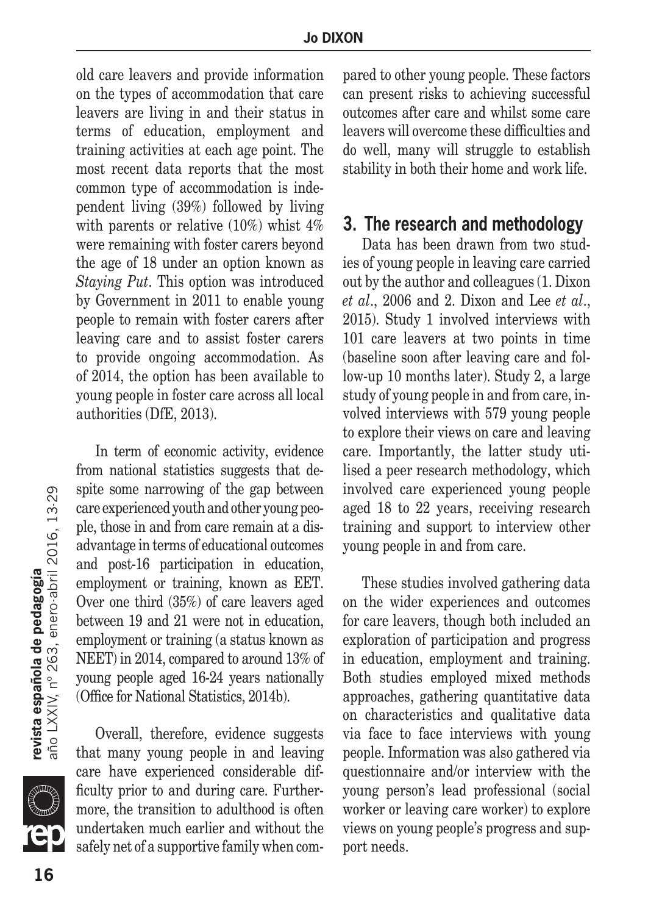old care leavers and provide information on the types of accommodation that care leavers are living in and their status in terms of education, employment and training activities at each age point. The most recent data reports that the most common type of accommodation is independent living (39%) followed by living with parents or relative (10%) whist 4% were remaining with foster carers beyond the age of 18 under an option known as *Staying Put*. This option was introduced by Government in 2011 to enable young people to remain with foster carers after leaving care and to assist foster carers to provide ongoing accommodation. As of 2014, the option has been available to young people in foster care across all local authorities (DfE, 2013).

In term of economic activity, evidence from national statistics suggests that despite some narrowing of the gap between care experienced youth and other young people, those in and from care remain at a disadvantage in terms of educational outcomes and post-16 participation in education, employment or training, known as EET. Over one third (35%) of care leavers aged between 19 and 21 were not in education, employment or training (a status known as NEET) in 2014, compared to around 13% of young people aged 16-24 years nationally (Office for National Statistics, 2014b).

Overall, therefore, evidence suggests that many young people in and leaving care have experienced considerable difficulty prior to and during care. Furthermore, the transition to adulthood is often undertaken much earlier and without the safely net of a supportive family when compared to other young people. These factors can present risks to achieving successful outcomes after care and whilst some care leavers will overcome these difficulties and do well, many will struggle to establish stability in both their home and work life.

## 3. The research and methodology

Data has been drawn from two studies of young people in leaving care carried out by the author and colleagues (1. Dixon *et al*., 2006 and 2. Dixon and Lee *et al*., 2015). Study 1 involved interviews with 101 care leavers at two points in time (baseline soon after leaving care and follow-up 10 months later). Study 2, a large study of young people in and from care, involved interviews with 579 young people to explore their views on care and leaving care. Importantly, the latter study utilised a peer research methodology, which involved care experienced young people aged 18 to 22 years, receiving research training and support to interview other young people in and from care.

These studies involved gathering data on the wider experiences and outcomes for care leavers, though both included an exploration of participation and progress in education, employment and training. Both studies employed mixed methods approaches, gathering quantitative data on characteristics and qualitative data via face to face interviews with young people. Information was also gathered via questionnaire and/or interview with the young person's lead professional (social worker or leaving care worker) to explore views on young people's progress and support needs.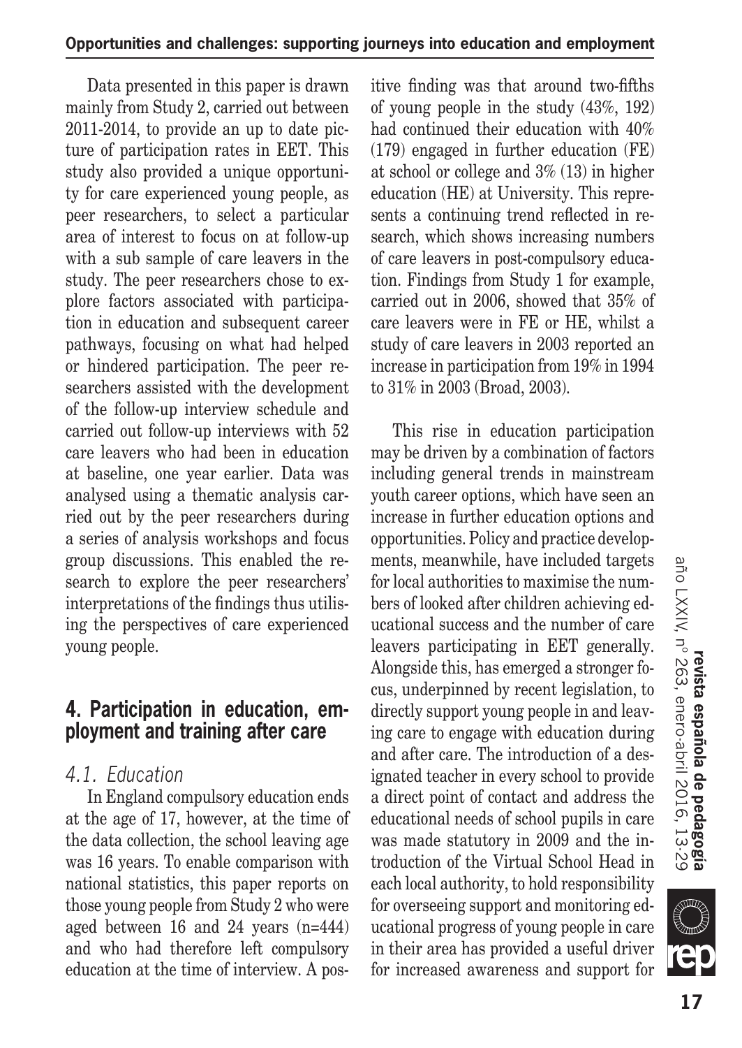Data presented in this paper is drawn mainly from Study 2, carried out between 2011-2014, to provide an up to date picture of participation rates in EET. This study also provided a unique opportunity for care experienced young people, as peer researchers, to select a particular area of interest to focus on at follow-up with a sub sample of care leavers in the study. The peer researchers chose to explore factors associated with participation in education and subsequent career pathways, focusing on what had helped or hindered participation. The peer researchers assisted with the development of the follow-up interview schedule and carried out follow-up interviews with 52 care leavers who had been in education at baseline, one year earlier. Data was analysed using a thematic analysis carried out by the peer researchers during a series of analysis workshops and focus group discussions. This enabled the research to explore the peer researchers' interpretations of the findings thus utilising the perspectives of care experienced young people.

## 4. Participation in education, employment and training after care

### 4.1. Education

In England compulsory education ends at the age of 17, however, at the time of the data collection, the school leaving age was 16 years. To enable comparison with national statistics, this paper reports on those young people from Study 2 who were aged between 16 and 24 years (n=444) and who had therefore left compulsory education at the time of interview. A positive finding was that around two-fifths of young people in the study (43%, 192) had continued their education with 40% (179) engaged in further education (FE) at school or college and 3% (13) in higher education (HE) at University. This represents a continuing trend reflected in research, which shows increasing numbers of care leavers in post-compulsory education. Findings from Study 1 for example, carried out in 2006, showed that 35% of care leavers were in FE or HE, whilst a study of care leavers in 2003 reported an increase in participation from 19% in 1994 to 31% in 2003 (Broad, 2003).

This rise in education participation may be driven by a combination of factors including general trends in mainstream youth career options, which have seen an increase in further education options and opportunities. Policy and practice developments, meanwhile, have included targets for local authorities to maximise the numbers of looked after children achieving educational success and the number of care leavers participating in EET generally. Alongside this, has emerged a stronger focus, underpinned by recent legislation, to directly support young people in and leaving care to engage with education during and after care. The introduction of a designated teacher in every school to provide a direct point of contact and address the educational needs of school pupils in care was made statutory in 2009 and the introduction of the Virtual School Head in each local authority, to hold responsibility for overseeing support and monitoring educational progress of young people in care in their area has provided a useful driver for increased awareness and support for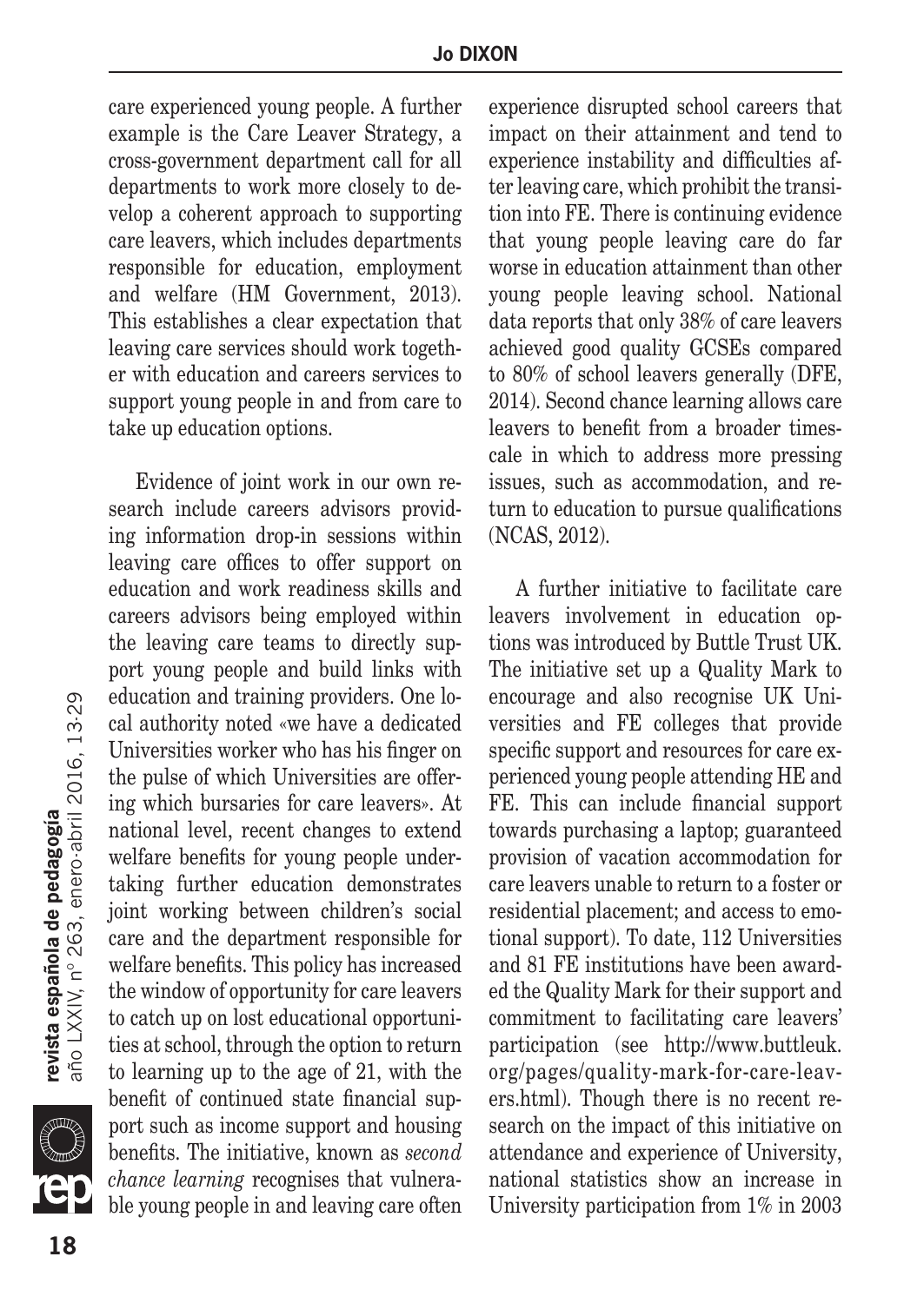care experienced young people. A further example is the Care Leaver Strategy, a cross-government department call for all departments to work more closely to develop a coherent approach to supporting care leavers, which includes departments responsible for education, employment and welfare (HM Government, 2013). This establishes a clear expectation that leaving care services should work together with education and careers services to support young people in and from care to take up education options.

Evidence of joint work in our own research include careers advisors providing information drop-in sessions within leaving care offices to offer support on education and work readiness skills and careers advisors being employed within the leaving care teams to directly support young people and build links with education and training providers. One local authority noted «we have a dedicated Universities worker who has his finger on the pulse of which Universities are offering which bursaries for care leavers». At national level, recent changes to extend welfare benefits for young people undertaking further education demonstrates joint working between children's social care and the department responsible for welfare benefits. This policy has increased the window of opportunity for care leavers to catch up on lost educational opportunities at school, through the option to return to learning up to the age of 21, with the benefit of continued state financial support such as income support and housing benefits. The initiative, known as *second chance learning* recognises that vulnerable young people in and leaving care often experience disrupted school careers that impact on their attainment and tend to experience instability and difficulties after leaving care, which prohibit the transition into FE. There is continuing evidence that young people leaving care do far worse in education attainment than other young people leaving school. National data reports that only 38% of care leavers achieved good quality GCSEs compared to 80% of school leavers generally (DFE, 2014). Second chance learning allows care leavers to benefit from a broader timescale in which to address more pressing issues, such as accommodation, and return to education to pursue qualifications (NCAS, 2012).

A further initiative to facilitate care leavers involvement in education options was introduced by Buttle Trust UK. The initiative set up a Quality Mark to encourage and also recognise UK Universities and FE colleges that provide specific support and resources for care experienced young people attending HE and FE. This can include financial support towards purchasing a laptop; guaranteed provision of vacation accommodation for care leavers unable to return to a foster or residential placement; and access to emotional support). To date, 112 Universities and 81 FE institutions have been awarded the Quality Mark for their support and commitment to facilitating care leavers' participation (see http://www.buttleuk.org/pages/quality-mark-for-care-leavers.html). Though there is no recent research on the impact of this initiative on attendance and experience of University, national statistics show an increase in University participation from 1% in 2003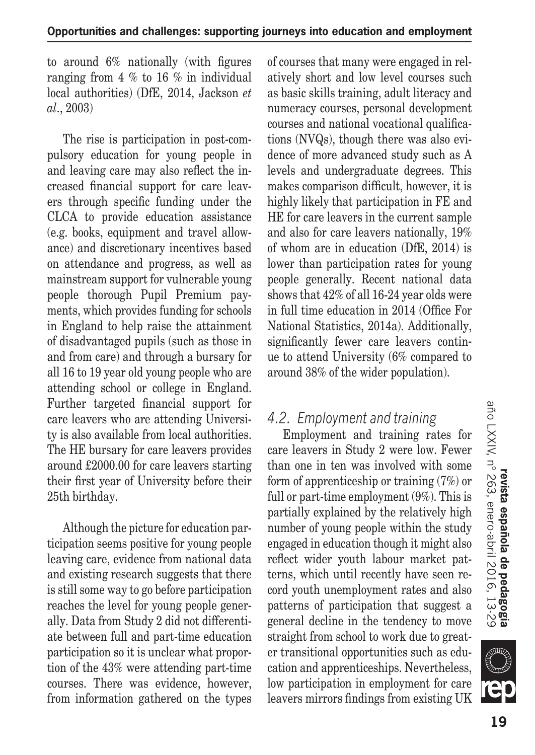to around 6% nationally (with figures ranging from 4 % to 16 % in individual local authorities) (DfE, 2014, Jackson *et al*., 2003)

The rise is participation in post-compulsory education for young people in and leaving care may also reflect the increased financial support for care leavers through specific funding under the CLCA to provide education assistance (e.g. books, equipment and travel allowance) and discretionary incentives based on attendance and progress, as well as mainstream support for vulnerable young people thorough Pupil Premium payments, which provides funding for schools in England to help raise the attainment of disadvantaged pupils (such as those in and from care) and through a bursary for all 16 to 19 year old young people who are attending school or college in England. Further targeted financial support for care leavers who are attending University is also available from local authorities. The HE bursary for care leavers provides around £2000.00 for care leavers starting their first year of University before their 25th birthday.

Although the picture for education participation seems positive for young people leaving care, evidence from national data and existing research suggests that there is still some way to go before participation reaches the level for young people generally. Data from Study 2 did not differentiate between full and part-time education participation so it is unclear what proportion of the 43% were attending part-time courses. There was evidence, however, from information gathered on the types of courses that many were engaged in relatively short and low level courses such as basic skills training, adult literacy and numeracy courses, personal development courses and national vocational qualifications (NVQs), though there was also evidence of more advanced study such as A levels and undergraduate degrees. This makes comparison difficult, however, it is highly likely that participation in FE and HE for care leavers in the current sample and also for care leavers nationally, 19% of whom are in education (DfE, 2014) is lower than participation rates for young people generally. Recent national data shows that 42% of all 16-24 year olds were in full time education in 2014 (Office For National Statistics, 2014a). Additionally, significantly fewer care leavers continue to attend University (6% compared to around 38% of the wider population).

### *4.2. Employment and training*

Employment and training rates for care leavers in Study 2 were low. Fewer than one in ten was involved with some form of apprenticeship or training (7%) or full or part-time employment (9%). This is partially explained by the relatively high number of young people within the study engaged in education though it might also reflect wider youth labour market patterns, which until recently have seen record youth unemployment rates and also patterns of participation that suggest a general decline in the tendency to move straight from school to work due to greater transitional opportunities such as education and apprenticeships. Nevertheless, low participation in employment for care leavers mirrors findings from existing UK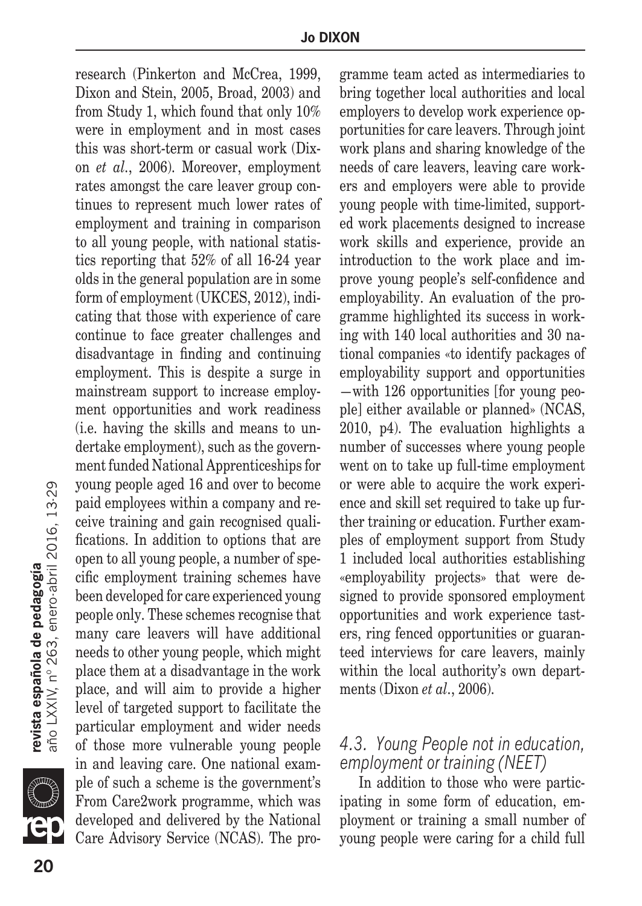research (Pinkerton and McCrea, 1999, Dixon and Stein, 2005, Broad, 2003) and from Study 1, which found that only 10% were in employment and in most cases this was short-term or casual work (Dixon *et al*., 2006). Moreover, employment rates amongst the care leaver group continues to represent much lower rates of employment and training in comparison to all young people, with national statistics reporting that 52% of all 16-24 year olds in the general population are in some form of employment (UKCES, 2012), indicating that those with experience of care continue to face greater challenges and disadvantage in finding and continuing employment. This is despite a surge in mainstream support to increase employment opportunities and work readiness (i.e. having the skills and means to undertake employment), such as the government funded National Apprenticeships for young people aged 16 and over to become paid employees within a company and receive training and gain recognised qualifications. In addition to options that are open to all young people, a number of specific employment training schemes have been developed for care experienced young people only. These schemes recognise that many care leavers will have additional needs to other young people, which might place them at a disadvantage in the work place, and will aim to provide a higher level of targeted support to facilitate the particular employment and wider needs of those more vulnerable young people in and leaving care. One national example of such a scheme is the government's From Care2work programme, which was developed and delivered by the National Care Advisory Service (NCAS). The programme team acted as intermediaries to bring together local authorities and local employers to develop work experience opportunities for care leavers. Through joint work plans and sharing knowledge of the needs of care leavers, leaving care workers and employers were able to provide young people with time-limited, supported work placements designed to increase work skills and experience, provide an introduction to the work place and improve young people's self-confidence and employability. An evaluation of the programme highlighted its success in working with 140 local authorities and 30 national companies «to identify packages of employability support and opportunities —with 126 opportunities [for young people] either available or planned» (NCAS, 2010, p4). The evaluation highlights a number of successes where young people went on to take up full-time employment or were able to acquire the work experience and skill set required to take up further training or education. Further examples of employment support from Study 1 included local authorities establishing «employability projects» that were designed to provide sponsored employment opportunities and work experience tasters, ring fenced opportunities or guaranteed interviews for care leavers, mainly within the local authority's own departments (Dixon *et al*., 2006).

### *4.3. Young People not in education, employment or training (NEET)*

In addition to those who were participating in some form of education, employment or training a small number of young people were caring for a child full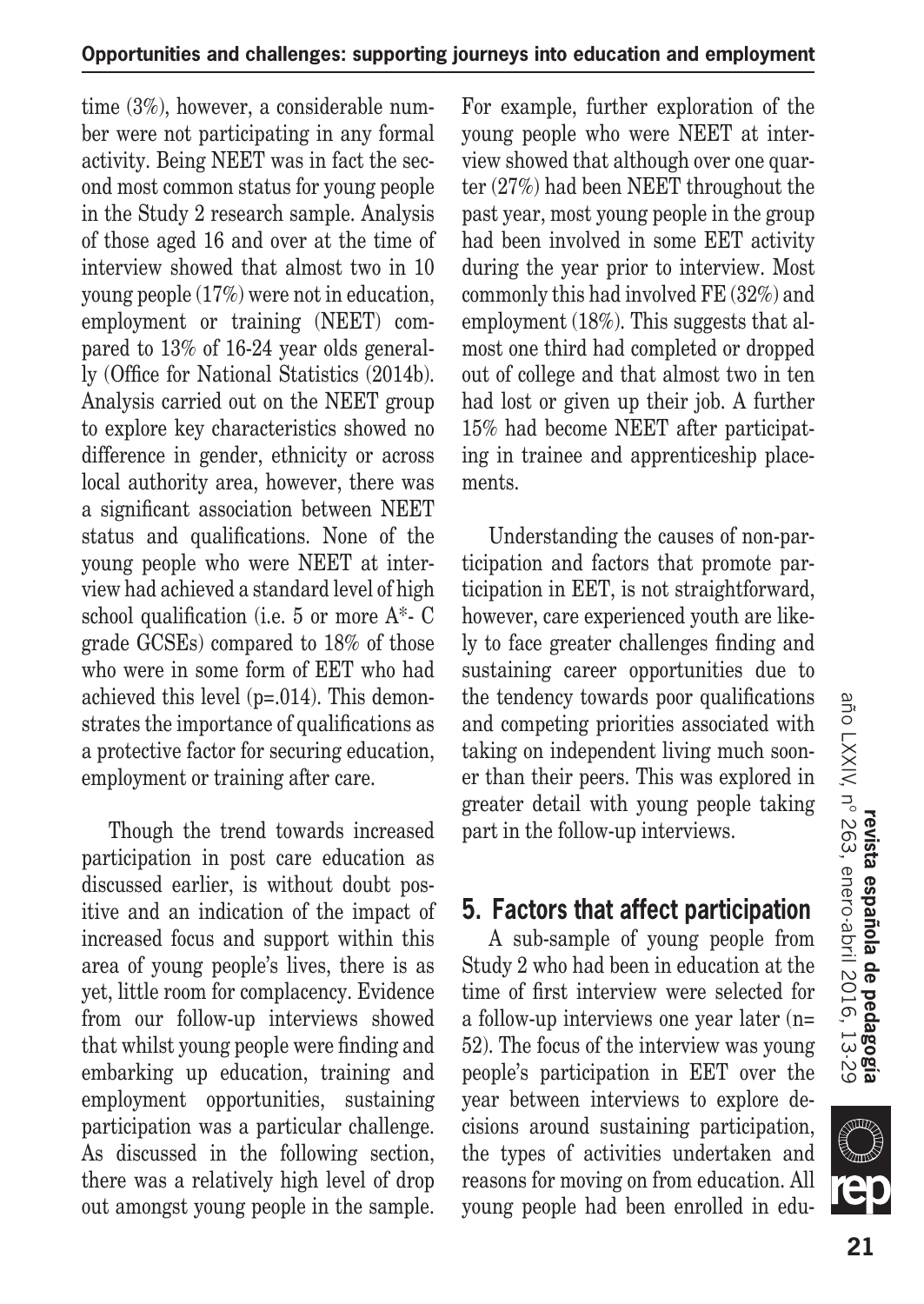time (3%), however, a considerable number were not participating in any formal activity. Being NEET was in fact the second most common status for young people in the Study 2 research sample. Analysis of those aged 16 and over at the time of interview showed that almost two in 10 young people (17%) were not in education, employment or training (NEET) compared to 13% of 16-24 year olds generally (Office for National Statistics (2014b). Analysis carried out on the NEET group to explore key characteristics showed no difference in gender, ethnicity or across local authority area, however, there was a significant association between NEET status and qualifications. None of the young people who were NEET at interview had achieved a standard level of high school qualification (i.e. 5 or more A*- C grade GCSEs) compared to 18% of those who were in some form of EET who had achieved this level (p=.014). This demonstrates the importance of qualifications as a protective factor for securing education, employment or training after care.

Though the trend towards increased participation in post care education as discussed earlier, is without doubt positive and an indication of the impact of increased focus and support within this area of young people's lives, there is as yet, little room for complacency. Evidence from our follow-up interviews showed that whilst young people were finding and embarking up education, training and employment opportunities, sustaining participation was a particular challenge. As discussed in the following section, there was a relatively high level of drop out amongst young people in the sample. For example, further exploration of the young people who were NEET at interview showed that although over one quarter (27%) had been NEET throughout the past year, most young people in the group had been involved in some EET activity during the year prior to interview. Most commonly this had involved FE (32%) and employment (18%). This suggests that almost one third had completed or dropped out of college and that almost two in ten had lost or given up their job. A further 15% had become NEET after participating in trainee and apprenticeship placements.

Understanding the causes of non-participation and factors that promote participation in EET, is not straightforward, however, care experienced youth are likely to face greater challenges finding and sustaining career opportunities due to the tendency towards poor qualifications and competing priorities associated with taking on independent living much sooner than their peers. This was explored in greater detail with young people taking part in the follow-up interviews.

## 5. Factors that affect participation

A sub-sample of young people from Study 2 who had been in education at the time of first interview were selected for a follow-up interviews one year later (n= 52). The focus of the interview was young people's participation in EET over the year between interviews to explore decisions around sustaining participation, the types of activities undertaken and reasons for moving on from education. All young people had been enrolled in edu-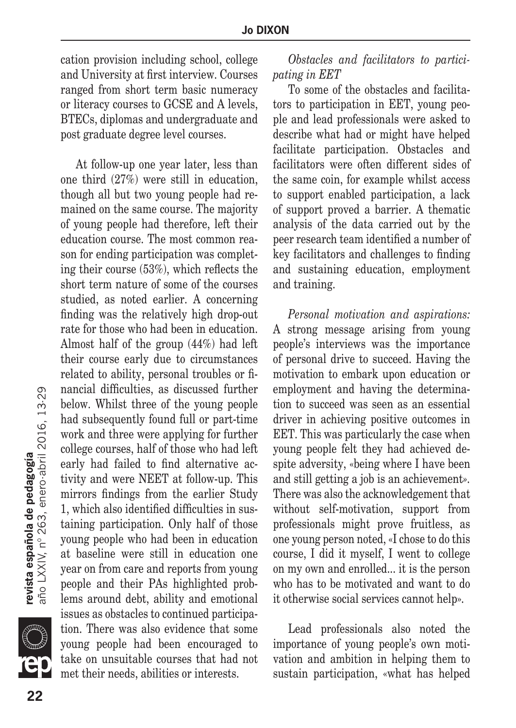cation provision including school, college and University at first interview. Courses ranged from short term basic numeracy or literacy courses to GCSE and A levels, BTECs, diplomas and undergraduate and post graduate degree level courses.

At follow-up one year later, less than one third (27%) were still in education, though all but two young people had remained on the same course. The majority of young people had therefore, left their education course. The most common reason for ending participation was completing their course (53%), which reflects the short term nature of some of the courses studied, as noted earlier. A concerning finding was the relatively high drop-out rate for those who had been in education. Almost half of the group (44%) had left their course early due to circumstances related to ability, personal troubles or financial difficulties, as discussed further below. Whilst three of the young people had subsequently found full or part-time work and three were applying for further college courses, half of those who had left early had failed to find alternative activity and were NEET at follow-up. This mirrors findings from the earlier Study 1, which also identified difficulties in sustaining participation. Only half of those young people who had been in education at baseline were still in education one year on from care and reports from young people and their PAs highlighted problems around debt, ability and emotional issues as obstacles to continued participation. There was also evidence that some young people had been encouraged to take on unsuitable courses that had not met their needs, abilities or interests.

*Obstacles and facilitators to participating in EET*

To some of the obstacles and facilitators to participation in EET, young people and lead professionals were asked to describe what had or might have helped facilitate participation. Obstacles and facilitators were often different sides of the same coin, for example whilst access to support enabled participation, a lack of support proved a barrier. A thematic analysis of the data carried out by the peer research team identified a number of key facilitators and challenges to finding and sustaining education, employment and training.

*Personal motivation and aspirations:* A strong message arising from young people's interviews was the importance of personal drive to succeed. Having the motivation to embark upon education or employment and having the determination to succeed was seen as an essential driver in achieving positive outcomes in EET. This was particularly the case when young people felt they had achieved despite adversity, «being where I have been and still getting a job is an achievement». There was also the acknowledgement that without self-motivation, support from professionals might prove fruitless, as one young person noted, «I chose to do this course, I did it myself, I went to college on my own and enrolled... it is the person who has to be motivated and want to do it otherwise social services cannot help».

Lead professionals also noted the importance of young people's own motivation and ambition in helping them to sustain participation, «what has helped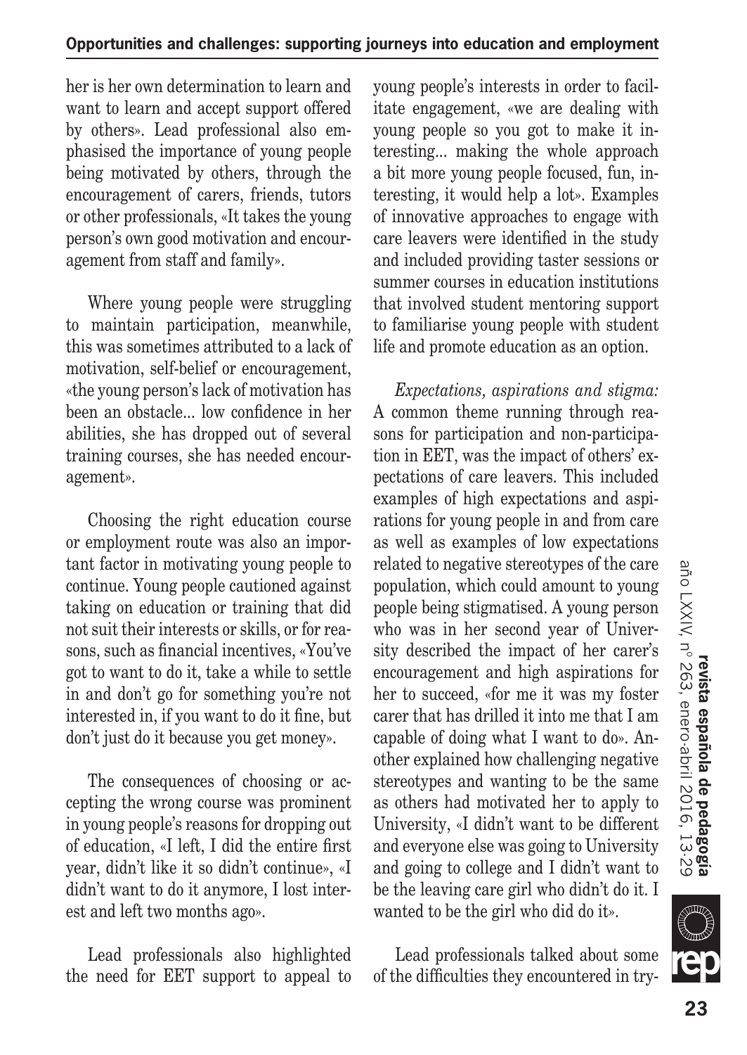her is her own determination to learn and want to learn and accept support offered by others». Lead professional also emphasised the importance of young people being motivated by others, through the encouragement of carers, friends, tutors or other professionals, «It takes the young person's own good motivation and encouragement from staff and family».

Where young people were struggling to maintain participation, meanwhile, this was sometimes attributed to a lack of motivation, self-belief or encouragement, «the young person's lack of motivation has been an obstacle... low confidence in her abilities, she has dropped out of several training courses, she has needed encouragement».

Choosing the right education course or employment route was also an important factor in motivating young people to continue. Young people cautioned against taking on education or training that did not suit their interests or skills, or for reasons, such as financial incentives, «You've got to want to do it, take a while to settle in and don't go for something you're not interested in, if you want to do it fine, but don't just do it because you get money».

The consequences of choosing or accepting the wrong course was prominent in young people's reasons for dropping out of education, «I left, I did the entire first year, didn't like it so didn't continue», «I didn't want to do it anymore, I lost interest and left two months ago».

Lead professionals also highlighted the need for EET support to appeal to young people's interests in order to facilitate engagement, «we are dealing with young people so you got to make it interesting... making the whole approach a bit more young people focused, fun, interesting, it would help a lot». Examples of innovative approaches to engage with care leavers were identified in the study and included providing taster sessions or summer courses in education institutions that involved student mentoring support to familiarise young people with student life and promote education as an option.

*Expectations, aspirations and stigma:* A common theme running through reasons for participation and non-participation in EET, was the impact of others' expectations of care leavers. This included examples of high expectations and aspirations for young people in and from care as well as examples of low expectations related to negative stereotypes of the care population, which could amount to young people being stigmatised. A young person who was in her second year of University described the impact of her carer's encouragement and high aspirations for her to succeed, «for me it was my foster carer that has drilled it into me that I am capable of doing what I want to do». Another explained how challenging negative stereotypes and wanting to be the same as others had motivated her to apply to University, «I didn't want to be different and everyone else was going to University and going to college and I didn't want to be the leaving care girl who didn't do it. I wanted to be the girl who did do it».

Lead professionals talked about some of the difficulties they encountered in try-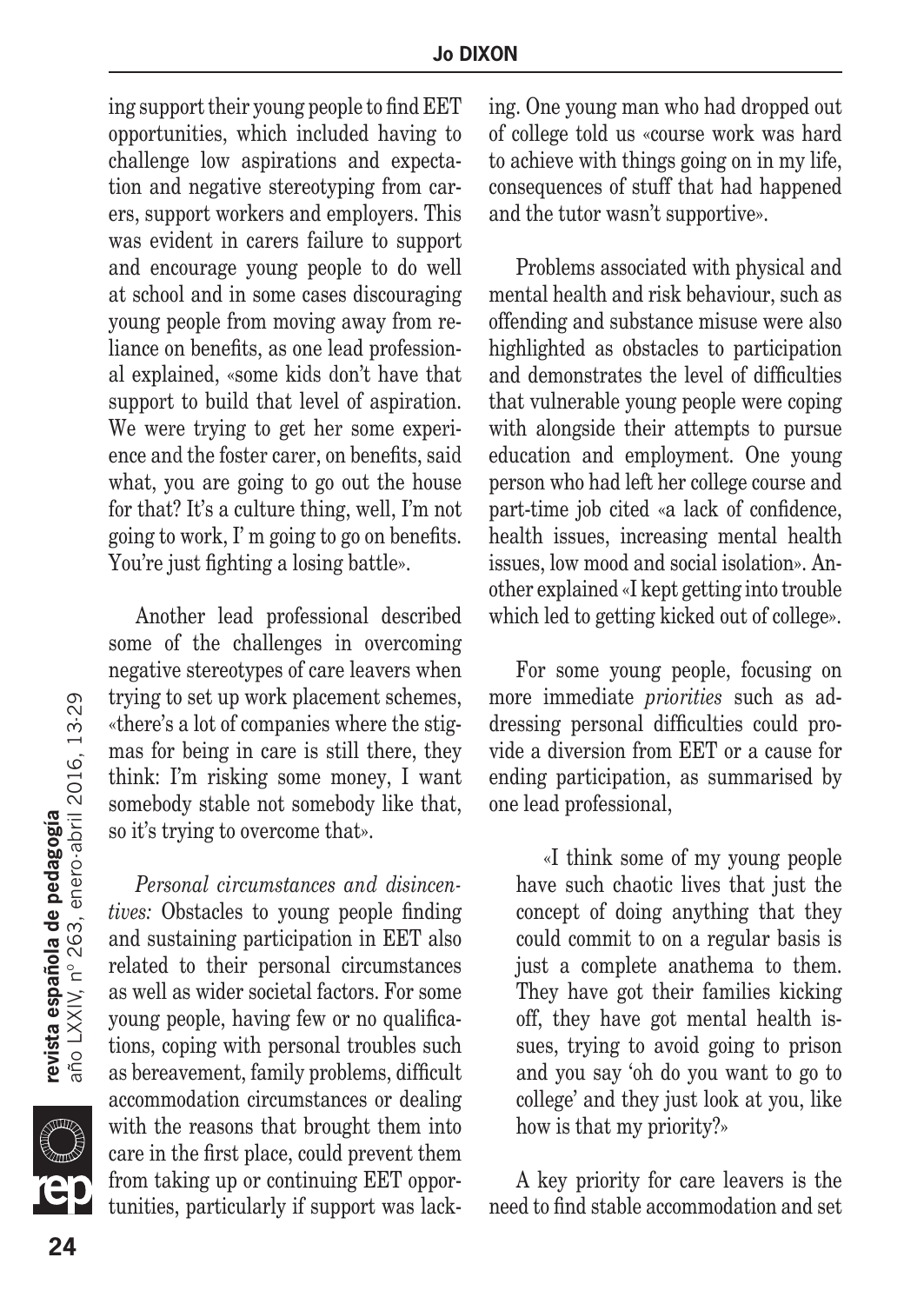ing support their young people to find EET opportunities, which included having to challenge low aspirations and expectation and negative stereotyping from carers, support workers and employers. This was evident in carers failure to support and encourage young people to do well at school and in some cases discouraging young people from moving away from reliance on benefits, as one lead professional explained, «some kids don't have that support to build that level of aspiration. We were trying to get her some experience and the foster carer, on benefits, said what, you are going to go out the house for that? It's a culture thing, well, I'm not going to work, I' m going to go on benefits. You're just fighting a losing battle».

Another lead professional described some of the challenges in overcoming negative stereotypes of care leavers when trying to set up work placement schemes, «there's a lot of companies where the stigmas for being in care is still there, they think: I'm risking some money, I want somebody stable not somebody like that, so it's trying to overcome that».

*Personal circumstances and disincentives:* Obstacles to young people finding and sustaining participation in EET also related to their personal circumstances as well as wider societal factors. For some young people, having few or no qualifications, coping with personal troubles such as bereavement, family problems, difficult accommodation circumstances or dealing with the reasons that brought them into care in the first place, could prevent them from taking up or continuing EET opportunities, particularly if support was lacking. One young man who had dropped out of college told us «course work was hard to achieve with things going on in my life, consequences of stuff that had happened and the tutor wasn't supportive».

Problems associated with physical and mental health and risk behaviour, such as offending and substance misuse were also highlighted as obstacles to participation and demonstrates the level of difficulties that vulnerable young people were coping with alongside their attempts to pursue education and employment. One young person who had left her college course and part-time job cited «a lack of confidence, health issues, increasing mental health issues, low mood and social isolation». Another explained «I kept getting into trouble which led to getting kicked out of college».

For some young people, focusing on more immediate *priorities* such as addressing personal difficulties could provide a diversion from EET or a cause for ending participation, as summarised by one lead professional,

> «I think some of my young people have such chaotic lives that just the concept of doing anything that they could commit to on a regular basis is just a complete anathema to them. They have got their families kicking off, they have got mental health issues, trying to avoid going to prison and you say 'oh do you want to go to college' and they just look at you, like how is that my priority?»

A key priority for care leavers is the need to find stable accommodation and set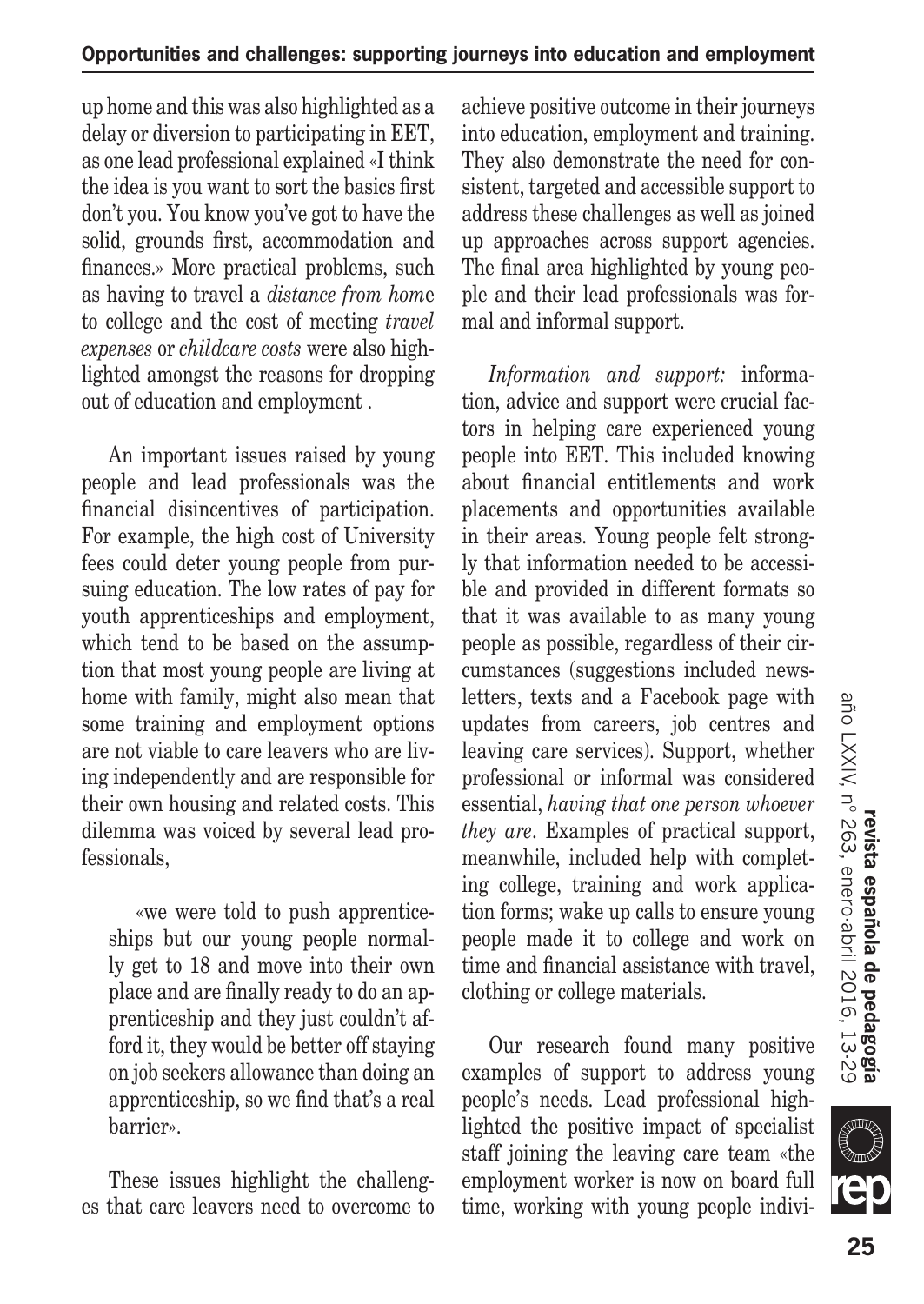up home and this was also highlighted as a delay or diversion to participating in EET, as one lead professional explained «I think the idea is you want to sort the basics first don't you. You know you've got to have the solid, grounds first, accommodation and finances.» More practical problems, such as having to travel a *distance from home* to college and the cost of meeting *travel expenses* or *childcare costs* were also highlighted amongst the reasons for dropping out of education and employment .

An important issues raised by young people and lead professionals was the financial disincentives of participation. For example, the high cost of University fees could deter young people from pursuing education. The low rates of pay for youth apprenticeships and employment, which tend to be based on the assumption that most young people are living at home with family, might also mean that some training and employment options are not viable to care leavers who are living independently and are responsible for their own housing and related costs. This dilemma was voiced by several lead professionals,

> «we were told to push apprenticeships but our young people normally get to 18 and move into their own place and are finally ready to do an apprenticeship and they just couldn't afford it, they would be better off staying on job seekers allowance than doing an apprenticeship, so we find that's a real barrier».

These issues highlight the challenges that care leavers need to overcome to achieve positive outcome in their journeys into education, employment and training. They also demonstrate the need for consistent, targeted and accessible support to address these challenges as well as joined up approaches across support agencies. The final area highlighted by young people and their lead professionals was formal and informal support.

*Information and support:* information, advice and support were crucial factors in helping care experienced young people into EET. This included knowing about financial entitlements and work placements and opportunities available in their areas. Young people felt strongly that information needed to be accessible and provided in different formats so that it was available to as many young people as possible, regardless of their circumstances (suggestions included newsletters, texts and a Facebook page with updates from careers, job centres and leaving care services). Support, whether professional or informal was considered essential, *having that one person whoever they are*. Examples of practical support, meanwhile, included help with completing college, training and work application forms; wake up calls to ensure young people made it to college and work on time and financial assistance with travel, clothing or college materials.

Our research found many positive examples of support to address young people's needs. Lead professional highlighted the positive impact of specialist staff joining the leaving care team «the employment worker is now on board full time, working with young people indivi-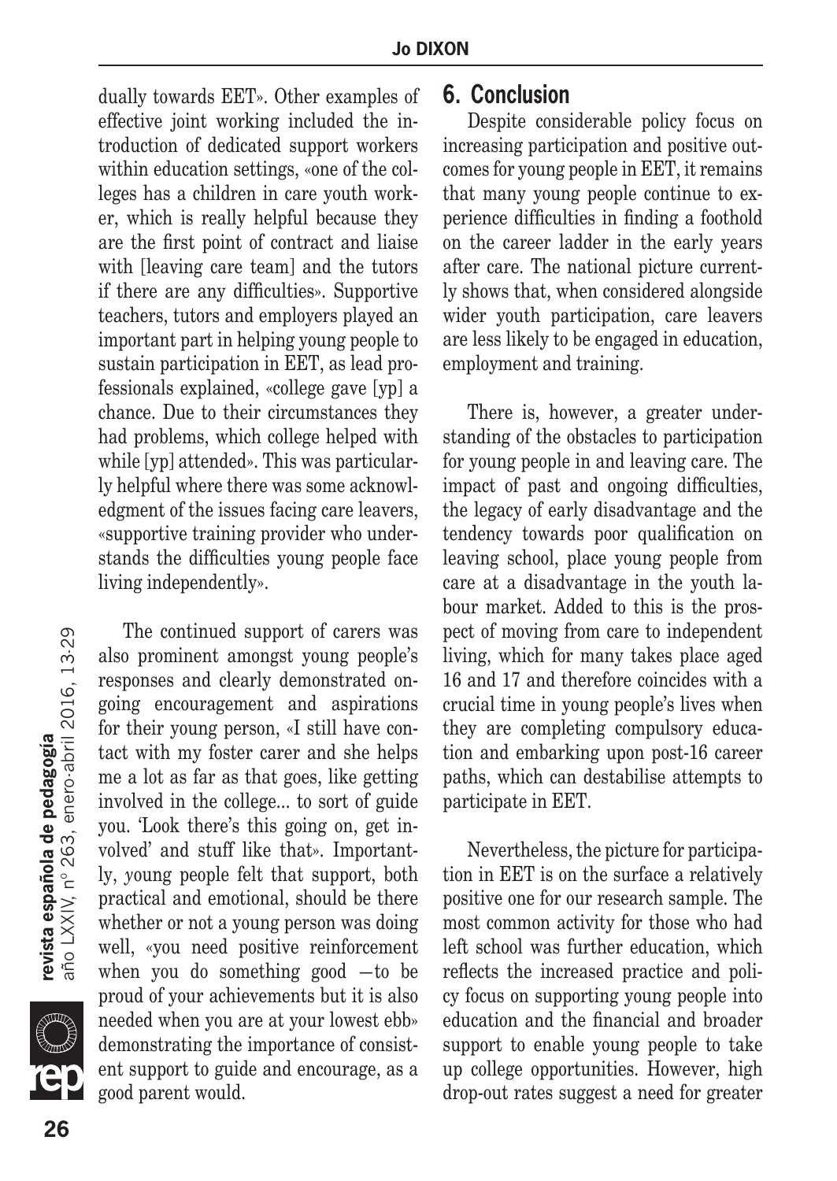dually towards EET». Other examples of effective joint working included the introduction of dedicated support workers within education settings, «one of the colleges has a children in care youth worker, which is really helpful because they are the first point of contract and liaise with [leaving care team] and the tutors if there are any difficulties». Supportive teachers, tutors and employers played an important part in helping young people to sustain participation in EET, as lead professionals explained, «college gave [yp] a chance. Due to their circumstances they had problems, which college helped with while [yp] attended». This was particularly helpful where there was some acknowledgment of the issues facing care leavers, «supportive training provider who understands the difficulties young people face living independently».

The continued support of carers was also prominent amongst young people's responses and clearly demonstrated ongoing encouragement and aspirations for their young person, «I still have contact with my foster carer and she helps me a lot as far as that goes, like getting involved in the college... to sort of guide you. 'Look there's this going on, get involved' and stuff like that». Importantly, young people felt that support, both practical and emotional, should be there whether or not a young person was doing well, «you need positive reinforcement when you do something good —to be proud of your achievements but it is also needed when you are at your lowest ebb» demonstrating the importance of consistent support to guide and encourage, as a good parent would.

## 6. Conclusion

Despite considerable policy focus on increasing participation and positive outcomes for young people in EET, it remains that many young people continue to experience difficulties in finding a foothold on the career ladder in the early years after care. The national picture currently shows that, when considered alongside wider youth participation, care leavers are less likely to be engaged in education, employment and training.

There is, however, a greater understanding of the obstacles to participation for young people in and leaving care. The impact of past and ongoing difficulties, the legacy of early disadvantage and the tendency towards poor qualification on leaving school, place young people from care at a disadvantage in the youth labour market. Added to this is the prospect of moving from care to independent living, which for many takes place aged 16 and 17 and therefore coincides with a crucial time in young people's lives when they are completing compulsory education and embarking upon post-16 career paths, which can destabilise attempts to participate in EET.

Nevertheless, the picture for participation in EET is on the surface a relatively positive one for our research sample. The most common activity for those who had left school was further education, which reflects the increased practice and policy focus on supporting young people into education and the financial and broader support to enable young people to take up college opportunities. However, high drop-out rates suggest a need for greater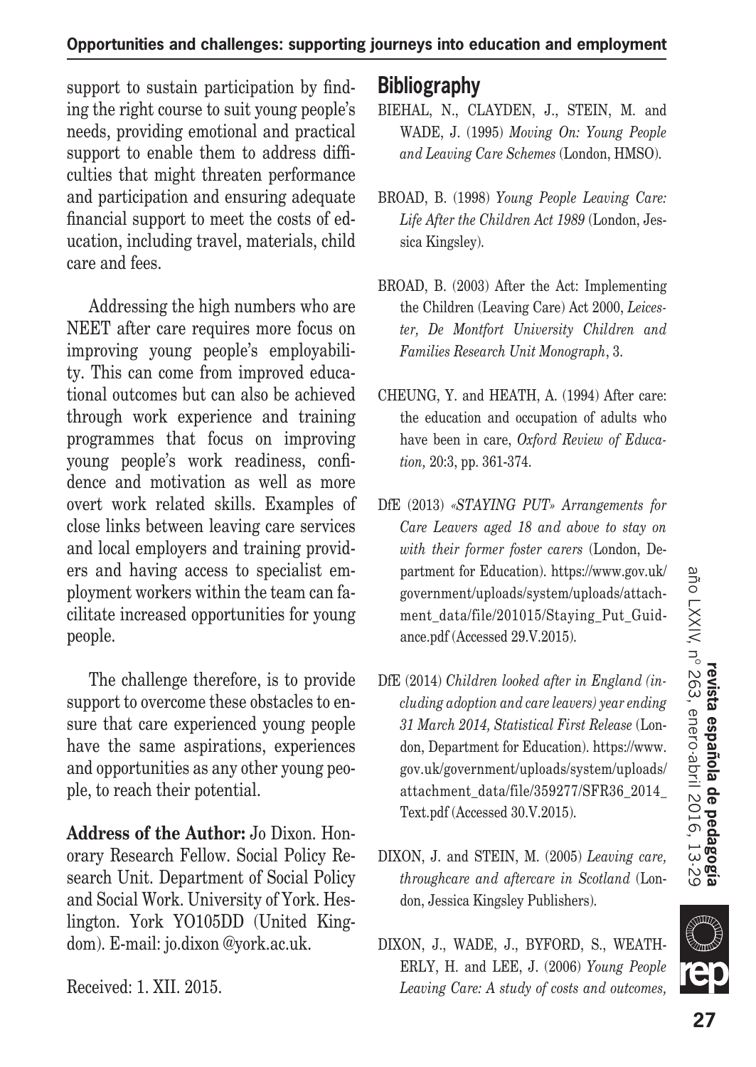support to sustain participation by finding the right course to suit young people's needs, providing emotional and practical support to enable them to address difficulties that might threaten performance and participation and ensuring adequate financial support to meet the costs of education, including travel, materials, child care and fees.

Addressing the high numbers who are NEET after care requires more focus on improving young people's employability. This can come from improved educational outcomes but can also be achieved through work experience and training programmes that focus on improving young people's work readiness, confidence and motivation as well as more overt work related skills. Examples of close links between leaving care services and local employers and training providers and having access to specialist employment workers within the team can facilitate increased opportunities for young people.

The challenge therefore, is to provide support to overcome these obstacles to ensure that care experienced young people have the same aspirations, experiences and opportunities as any other young people, to reach their potential.

**Address of the Author:** Jo Dixon. Honorary Research Fellow. Social Policy Research Unit. Department of Social Policy and Social Work. University of York. Heslington. York YO105DD (United Kingdom). E-mail: jo.dixon @york.ac.uk.

Received: 1. XII. 2015.

## Bibliography

BIEHAL, N., CLAYDEN, J., STEIN, M. and WADE, J. (1995) *Moving On: Young People and Leaving Care Schemes* (London, HMSO).

BROAD, B. (1998) *Young People Leaving Care: Life After the Children Act 1989* (London, Jessica Kingsley).

BROAD, B. (2003) After the Act: Implementing the Children (Leaving Care) Act 2000, *Leicester, De Montfort University Children and Families Research Unit Monograph*, 3.

CHEUNG, Y. and HEATH, A. (1994) After care: the education and occupation of adults who have been in care, *Oxford Review of Education,* 20:3, pp. 361-374.

DfE (2013) *«STAYING PUT» Arrangements for Care Leavers aged 18 and above to stay on with their former foster carers* (London, Department for Education). https://www.gov.uk/government/uploads/system/uploads/attachment_data/file/201015/Staying_Put_Guidance.pdf (Accessed 29.V.2015).

DfE (2014) *Children looked after in England (including adoption and care leavers) year ending 31 March 2014, Statistical First Release* (London, Department for Education). https://www.gov.uk/government/uploads/system/uploads/attachment_data/file/359277/SFR36_2014_Text.pdf (Accessed 30.V.2015).

DIXON, J. and STEIN, M. (2005) *Leaving care, throughcare and aftercare in Scotland* (London, Jessica Kingsley Publishers).

DIXON, J., WADE, J., BYFORD, S., WEATHERLY, H. and LEE, J. (2006) *Young People Leaving Care: A study of costs and outcomes,*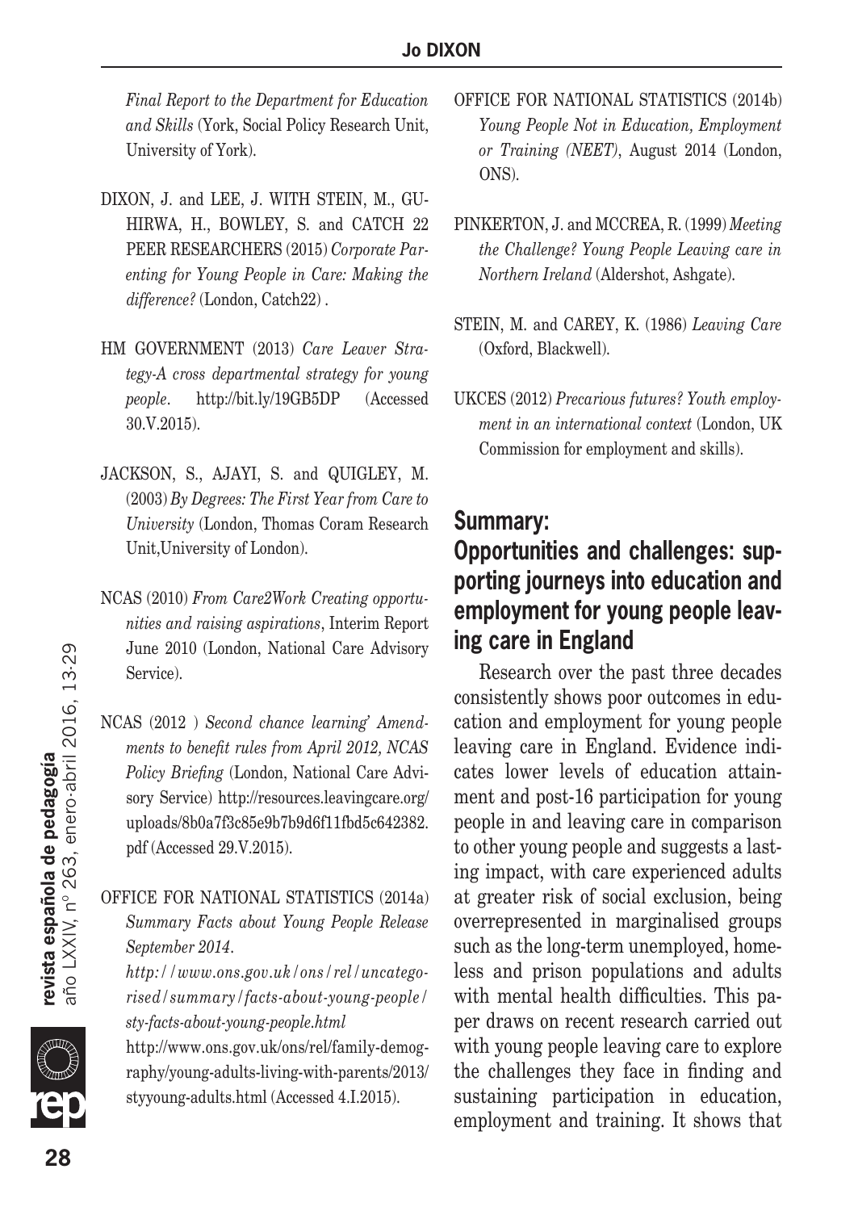*Final Report to the Department for Education and Skills* (York, Social Policy Research Unit, University of York).

DIXON, J. and LEE, J. WITH STEIN, M., GUHIRWA, H., BOWLEY, S. and CATCH 22 PEER RESEARCHERS (2015) *Corporate Parenting for Young People in Care: Making the difference?* (London, Catch22) .

HM GOVERNMENT (2013) *Care Leaver Strategy-A cross departmental strategy for young people*. http://bit.ly/19GB5DP (Accessed 30.V.2015).

JACKSON, S., AJAYI, S. and QUIGLEY, M. (2003) *By Degrees: The First Year from Care to University* (London, Thomas Coram Research Unit,University of London).

NCAS (2010) *From Care2Work Creating opportunities and raising aspirations*, Interim Report June 2010 (London, National Care Advisory Service).

NCAS (2012 ) *Second chance learning' Amendments to benefit rules from April 2012, NCAS Policy Briefing* (London, National Care Advisory Service) http://resources.leavingcare.org/uploads/8b0a7f3c85e9b7b9d6f11fbd5c642382.pdf (Accessed 29.V.2015).

OFFICE FOR NATIONAL STATISTICS (2014a) *Summary Facts about Young People Release September 2014*. *http://www.ons.gov.uk/ons/rel/uncategorised/summary/facts-about-young-people/sty-facts-about-young-people.html* http://www.ons.gov.uk/ons/rel/family-demography/young-adults-living-with-parents/2013/styyoung-adults.html (Accessed 4.I.2015).

OFFICE FOR NATIONAL STATISTICS (2014b) *Young People Not in Education, Employment or Training (NEET)*, August 2014 (London, ONS).

PINKERTON, J. and MCCREA, R. (1999) *Meeting the Challenge? Young People Leaving care in Northern Ireland* (Aldershot, Ashgate).

STEIN, M. and CAREY, K. (1986) *Leaving Care* (Oxford, Blackwell).

UKCES (2012) *Precarious futures? Youth employment in an international context* (London, UK Commission for employment and skills).

## Summary: Opportunities and challenges: supporting journeys into education and employment for young people leaving care in England

Research over the past three decades consistently shows poor outcomes in education and employment for young people leaving care in England. Evidence indicates lower levels of education attainment and post-16 participation for young people in and leaving care in comparison to other young people and suggests a lasting impact, with care experienced adults at greater risk of social exclusion, being overrepresented in marginalised groups such as the long-term unemployed, homeless and prison populations and adults with mental health difficulties. This paper draws on recent research carried out with young people leaving care to explore the challenges they face in finding and sustaining participation in education, employment and training. It shows that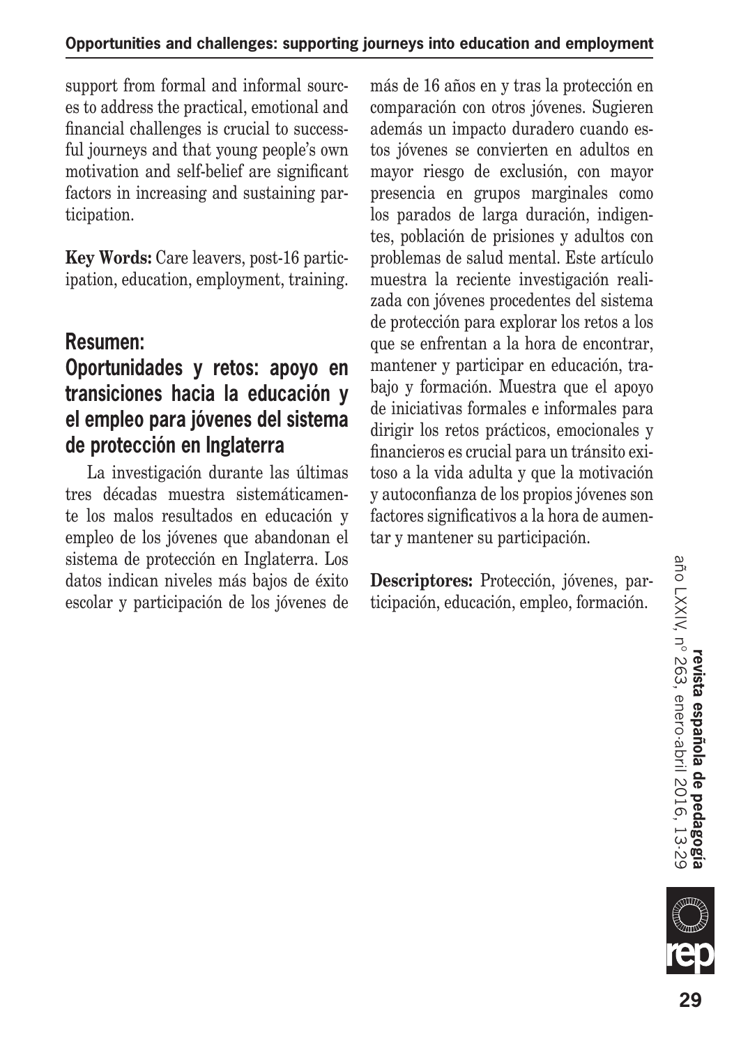support from formal and informal sources to address the practical, emotional and financial challenges is crucial to successful journeys and that young people's own motivation and self-belief are significant factors in increasing and sustaining participation.

**Key Words:** Care leavers, post-16 participation, education, employment, training.

## Resumen:

## Oportunidades y retos: apoyo en transiciones hacia la educación y el empleo para jóvenes del sistema de protección en Inglaterra

La investigación durante las últimas tres décadas muestra sistemáticamente los malos resultados en educación y empleo de los jóvenes que abandonan el sistema de protección en Inglaterra. Los datos indican niveles más bajos de éxito escolar y participación de los jóvenes de más de 16 años en y tras la protección en comparación con otros jóvenes. Sugieren además un impacto duradero cuando estos jóvenes se convierten en adultos en mayor riesgo de exclusión, con mayor presencia en grupos marginales como los parados de larga duración, indigentes, población de prisiones y adultos con problemas de salud mental. Este artículo muestra la reciente investigación realizada con jóvenes procedentes del sistema de protección para explorar los retos a los que se enfrentan a la hora de encontrar, mantener y participar en educación, trabajo y formación. Muestra que el apoyo de iniciativas formales e informales para dirigir los retos prácticos, emocionales y financieros es crucial para un tránsito exitoso a la vida adulta y que la motivación y autoconfianza de los propios jóvenes son factores significativos a la hora de aumentar y mantener su participación.

**Descriptores:** Protección, jóvenes, participación, educación, empleo, formación.